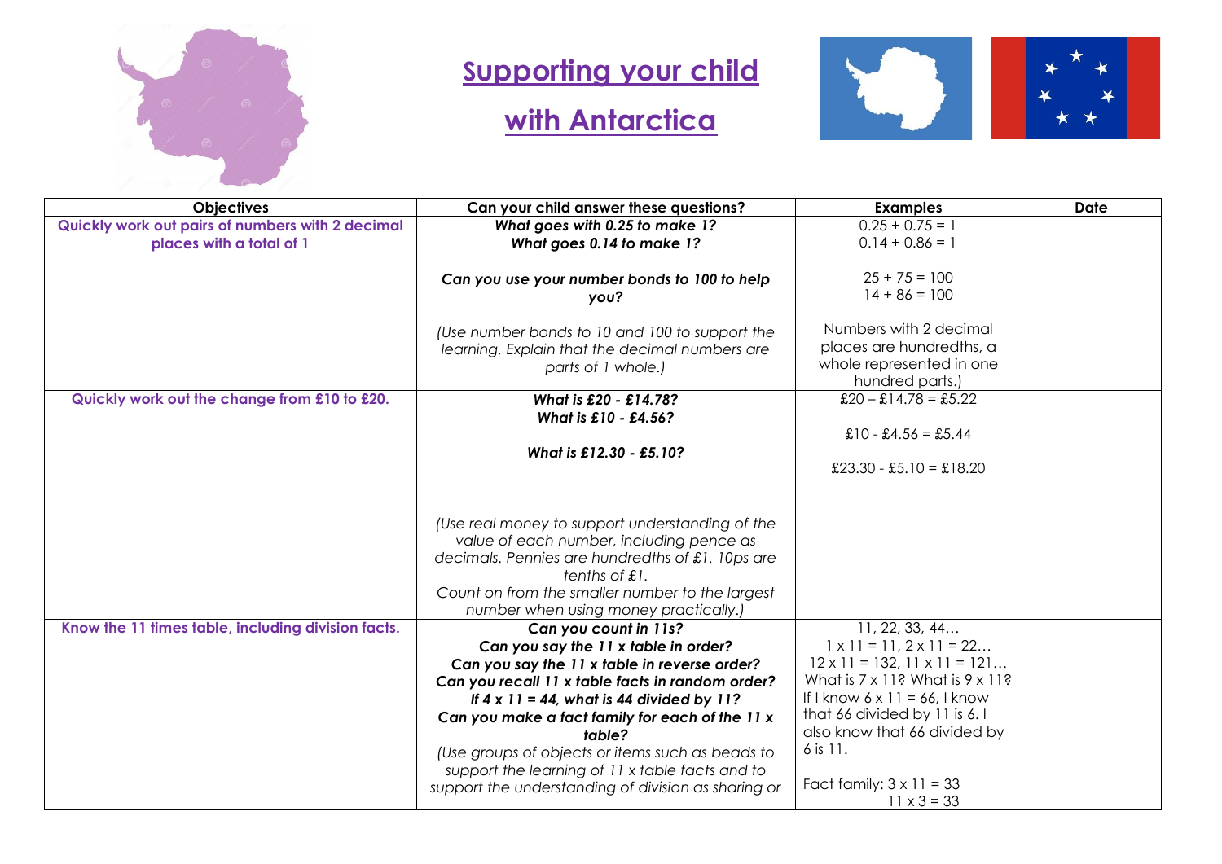# Supporting your child with Antarctica

| Objectives | Can your child answer these questions? | Examples | Date |
|---|---|---|---|
| **Quickly work out pairs of numbers with 2 decimal places with a total of 1** | ***What goes with 0.25 to make 1?*** ***What goes 0.14 to make 1?*** <br><br> ***Can you use your number bonds to 100 to help you?*** <br><br> *(Use number bonds to 10 and 100 to support the learning. Explain that the decimal numbers are parts of 1 whole.)* | 0.25 + 0.75 = 1 <br> 0.14 + 0.86 = 1 <br><br> 25 + 75 = 100 <br> 14 + 86 = 100 <br><br> Numbers with 2 decimal places are hundredths, a whole represented in one hundred parts.) | |
| **Quickly work out the change from £10 to £20.** | ***What is £20 - £14.78?*** ***What is £10 - £4.56?*** <br><br> ***What is £12.30 - £5.10?*** <br><br> *(Use real money to support understanding of the value of each number, including pence as decimals. Pennies are hundredths of £1. 10ps are tenths of £1.* <br> *Count on from the smaller number to the largest number when using money practically.)* | £20 – £14.78 = £5.22 <br><br> £10 - £4.56 = £5.44 <br><br> £23.30 - £5.10 = £18.20 | |
| **Know the 11 times table, including division facts.** | ***Can you count in 11s?*** <br> ***Can you say the 11 x table in order?*** <br> ***Can you say the 11 x table in reverse order?*** <br> ***Can you recall 11 x table facts in random order?*** <br> ***If 4 x 11 = 44, what is 44 divided by 11?*** <br> ***Can you make a fact family for each of the 11 x table?*** <br> *(Use groups of objects or items such as beads to support the learning of 11 x table facts and to support the understanding of division as sharing or* | 11, 22, 33, 44… <br> 1 x 11 = 11, 2 x 11 = 22… <br> 12 x 11 = 132, 11 x 11 = 121… <br> What is 7 x 11? What is 9 x 11? <br> If I know 6 x 11 = 66, I know that 66 divided by 11 is 6. I also know that 66 divided by 6 is 11. <br><br> Fact family: 3 x 11 = 33 <br> 11 x 3 = 33 | |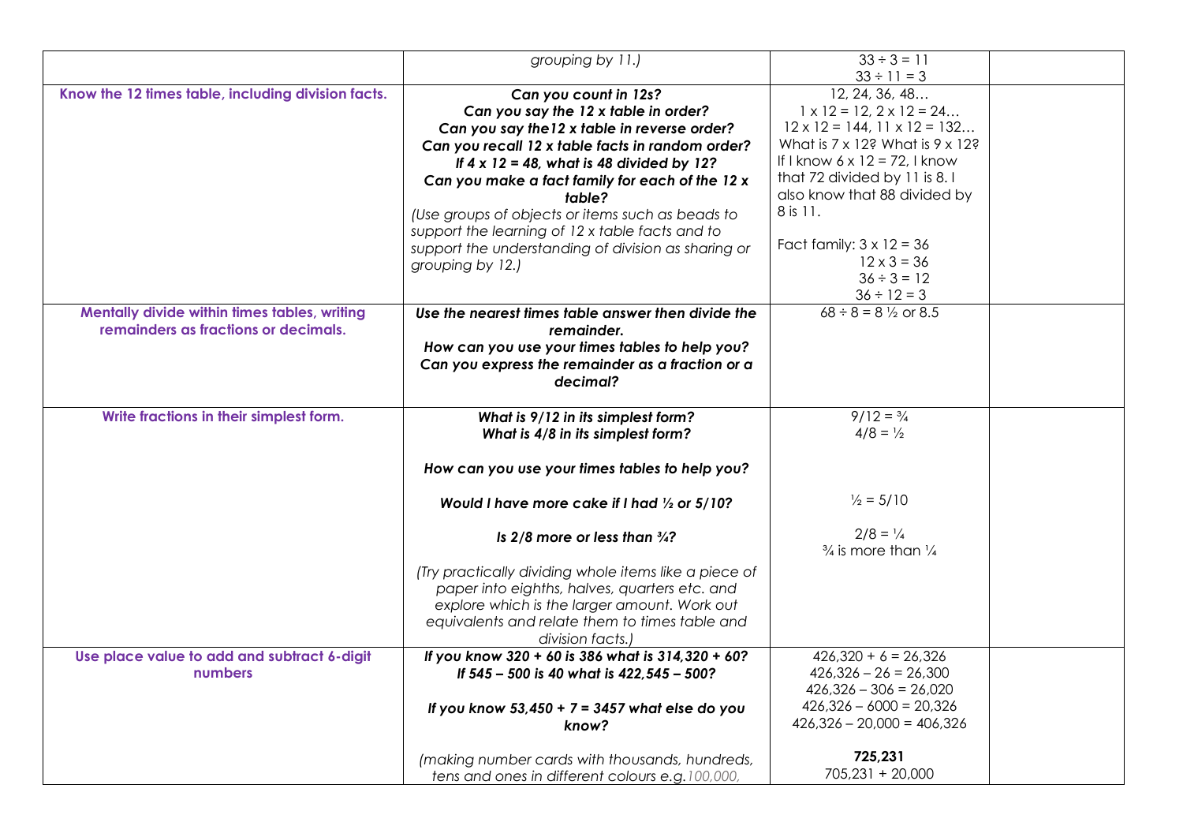| | | | |
|---|---|---|---|
| | *grouping by 11.)* | $33 \div 3 = 11$<br>$33 \div 11 = 3$ | |
| **Know the 12 times table, including division facts.** | ***Can you count in 12s?***<br>***Can you say the 12 x table in order?***<br>***Can you say the12 x table in reverse order?***<br>***Can you recall 12 x table facts in random order?***<br>***If 4 x 12 = 48, what is 48 divided by 12?***<br>***Can you make a fact family for each of the 12 x table?***<br>*(Use groups of objects or items such as beads to support the learning of 12 x table facts and to support the understanding of division as sharing or grouping by 12.)* | 12, 24, 36, 48…<br>$1 \times 12 = 12$, $2 \times 12 = 24$…<br>$12 \times 12 = 144$, $11 \times 12 = 132$…<br>What is $7 \times 12$? What is $9 \times 12$?<br>If I know $6 \times 12 = 72$, I know that 72 divided by 11 is 8. I also know that 88 divided by 8 is 11.<br><br>Fact family: $3 \times 12 = 36$<br>$12 \times 3 = 36$<br>$36 \div 3 = 12$<br>$36 \div 12 = 3$ | |
| **Mentally divide within times tables, writing remainders as fractions or decimals.** | ***Use the nearest times table answer then divide the remainder.***<br>***How can you use your times tables to help you?***<br>***Can you express the remainder as a fraction or a decimal?*** | $68 \div 8 = 8\frac{1}{2}$ or 8.5 | |
| **Write fractions in their simplest form.** | ***What is 9/12 in its simplest form?***<br>***What is 4/8 in its simplest form?***<br><br>***How can you use your times tables to help you?***<br><br>***Would I have more cake if I had ½ or 5/10?***<br><br>***Is 2/8 more or less than ¾?***<br><br>*(Try practically dividing whole items like a piece of paper into eighths, halves, quarters etc. and explore which is the larger amount. Work out equivalents and relate them to times table and division facts.)* | $9/12 = \frac{3}{4}$<br>$4/8 = \frac{1}{2}$<br><br><br><br>$\frac{1}{2} = 5/10$<br><br>$2/8 = \frac{1}{4}$<br>$\frac{3}{4}$ is more than $\frac{1}{4}$ | |
| **Use place value to add and subtract 6-digit numbers** | ***If you know 320 + 60 is 386 what is 314,320 + 60?***<br>***If 545 – 500 is 40 what is 422,545 – 500?***<br><br>***If you know 53,450 + 7 = 3457 what else do you know?***<br><br>*(making number cards with thousands, hundreds, tens and ones in different colours e.g. 100,000,* | $426{,}320 + 6 = 26{,}326$<br>$426{,}326 - 26 = 26{,}300$<br>$426{,}326 - 306 = 26{,}020$<br>$426{,}326 - 6000 = 20{,}326$<br>$426{,}326 - 20{,}000 = 406{,}326$<br><br>**725,231**<br>$705{,}231 + 20{,}000$ | |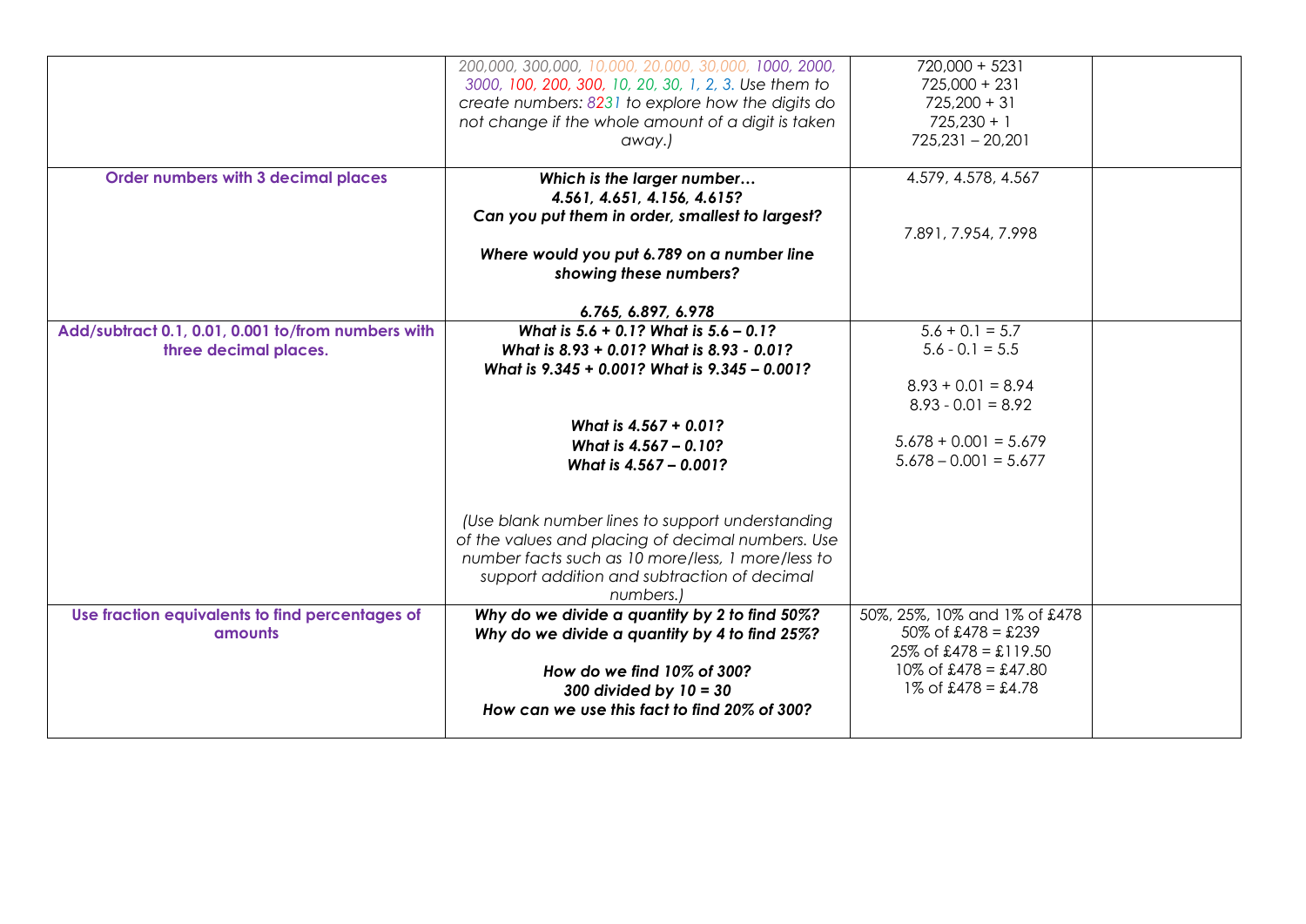| | | | |
|---|---|---|---|
| | *200,000, 300,000, 10,000, 20,000, 30,000, 1000, 2000, 3000, 100, 200, 300, 10, 20, 30, 1, 2, 3. Use them to create numbers: 8231 to explore how the digits do not change if the whole amount of a digit is taken away.)* | 720,000 + 5231<br>725,000 + 231<br>725,200 + 31<br>725,230 + 1<br>725,231 – 20,201 | |
| **Order numbers with 3 decimal places** | ***Which is the larger number…<br>4.561, 4.651, 4.156, 4.615?<br>Can you put them in order, smallest to largest?<br><br>Where would you put 6.789 on a number line showing these numbers?<br><br>6.765, 6.897, 6.978*** | 4.579, 4.578, 4.567<br><br>7.891, 7.954, 7.998 | |
| **Add/subtract 0.1, 0.01, 0.001 to/from numbers with three decimal places.** | ***What is 5.6 + 0.1? What is 5.6 – 0.1?<br>What is 8.93 + 0.01? What is 8.93 - 0.01?<br>What is 9.345 + 0.001? What is 9.345 – 0.001?<br><br>What is 4.567 + 0.01?<br>What is 4.567 – 0.10?<br>What is 4.567 – 0.001?***<br><br>*(Use blank number lines to support understanding of the values and placing of decimal numbers. Use number facts such as 10 more/less, 1 more/less to support addition and subtraction of decimal numbers.)* | 5.6 + 0.1 = 5.7<br>5.6 - 0.1 = 5.5<br><br>8.93 + 0.01 = 8.94<br>8.93 - 0.01 = 8.92<br><br>5.678 + 0.001 = 5.679<br>5.678 – 0.001 = 5.677 | |
| **Use fraction equivalents to find percentages of amounts** | ***Why do we divide a quantity by 2 to find 50%?<br>Why do we divide a quantity by 4 to find 25%?<br><br>How do we find 10% of 300?<br>300 divided by 10 = 30<br>How can we use this fact to find 20% of 300?*** | 50%, 25%, 10% and 1% of £478<br>50% of £478 = £239<br>25% of £478 = £119.50<br>10% of £478 = £47.80<br>1% of £478 = £4.78 | |